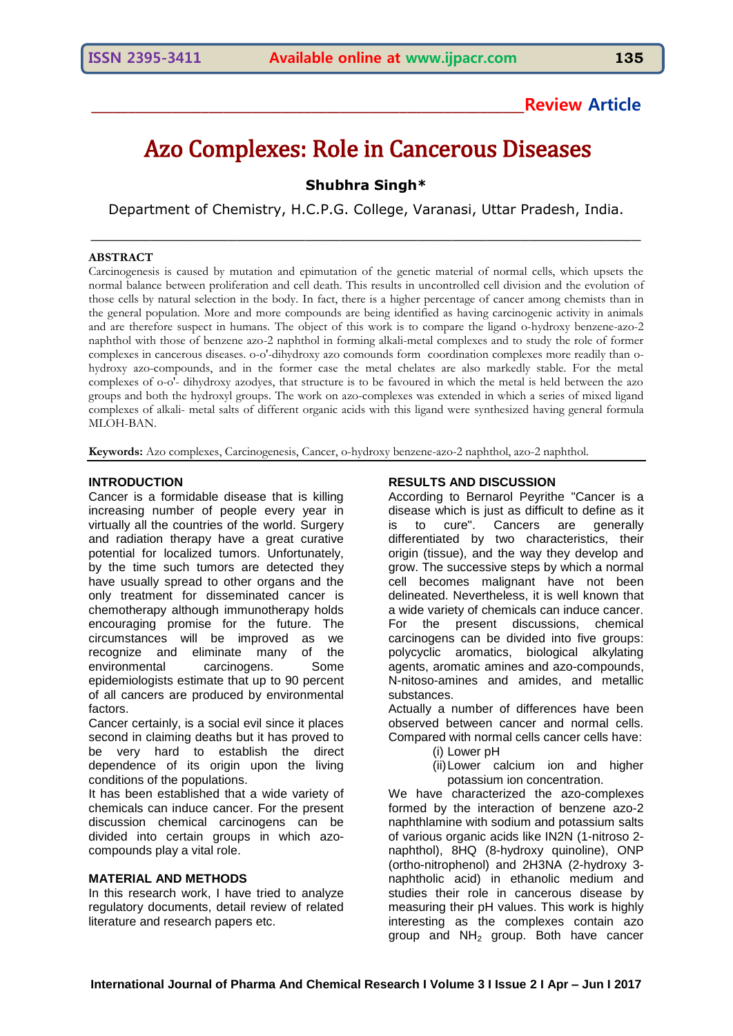**Review Article**

# Azo Complexes: Role in Cancerous Diseases

**Shubhra Singh***

Department of Chemistry, H.C.P.G. College, Varanasi, Uttar Pradesh, India.

## ABSTRACT

Carcinogenesis is caused by mutation and epimutation of the genetic material of normal cells, which upsets the normal balance between proliferation and cell death. This results in uncontrolled cell division and the evolution of those cells by natural selection in the body. In fact, there is a higher percentage of cancer among chemists than in the general population. More and more compounds are being identified as having carcinogenic activity in animals and are therefore suspect in humans. The object of this work is to compare the ligand o-hydroxy benzene-azo-2 naphthol with those of benzene azo-2 naphthol in forming alkali-metal complexes and to study the role of former complexes in cancerous diseases. o-o'-dihydroxy azo comounds form coordination complexes more readily than o-hydroxy azo-compounds, and in the former case the metal chelates are also markedly stable. For the metal complexes of o-o'- dihydroxy azodyes, that structure is to be favoured in which the metal is held between the azo groups and both the hydroxyl groups. The work on azo-complexes was extended in which a series of mixed ligand complexes of alkali- metal salts of different organic acids with this ligand were synthesized having general formula MLOH-BAN.

**Keywords:** Azo complexes, Carcinogenesis, Cancer, o-hydroxy benzene-azo-2 naphthol, azo-2 naphthol.

## INTRODUCTION

Cancer is a formidable disease that is killing increasing number of people every year in virtually all the countries of the world. Surgery and radiation therapy have a great curative potential for localized tumors. Unfortunately, by the time such tumors are detected they have usually spread to other organs and the only treatment for disseminated cancer is chemotherapy although immunotherapy holds encouraging promise for the future. The circumstances will be improved as we recognize and eliminate many of the environmental carcinogens. Some epidemiologists estimate that up to 90 percent of all cancers are produced by environmental factors.

Cancer certainly, is a social evil since it places second in claiming deaths but it has proved to be very hard to establish the direct dependence of its origin upon the living conditions of the populations.

It has been established that a wide variety of chemicals can induce cancer. For the present discussion chemical carcinogens can be divided into certain groups in which azo-compounds play a vital role.

## MATERIAL AND METHODS

In this research work, I have tried to analyze regulatory documents, detail review of related literature and research papers etc.

## RESULTS AND DISCUSSION

According to Bernarol Peyrithe "Cancer is a disease which is just as difficult to define as it is to cure". Cancers are generally differentiated by two characteristics, their origin (tissue), and the way they develop and grow. The successive steps by which a normal cell becomes malignant have not been delineated. Nevertheless, it is well known that a wide variety of chemicals can induce cancer. For the present discussions, chemical carcinogens can be divided into five groups: polycyclic aromatics, biological alkylating agents, aromatic amines and azo-compounds, N-nitoso-amines and amides, and metallic substances.

Actually a number of differences have been observed between cancer and normal cells. Compared with normal cells cancer cells have:

(i) Lower pH
(ii) Lower calcium ion and higher potassium ion concentration.

We have characterized the azo-complexes formed by the interaction of benzene azo-2 naphthlamine with sodium and potassium salts of various organic acids like IN2N (1-nitroso 2-naphthol), 8HQ (8-hydroxy quinoline), ONP (ortho-nitrophenol) and 2H3NA (2-hydroxy 3-naphtholic acid) in ethanolic medium and studies their role in cancerous disease by measuring their pH values. This work is highly interesting as the complexes contain azo group and $NH_2$ group. Both have cancer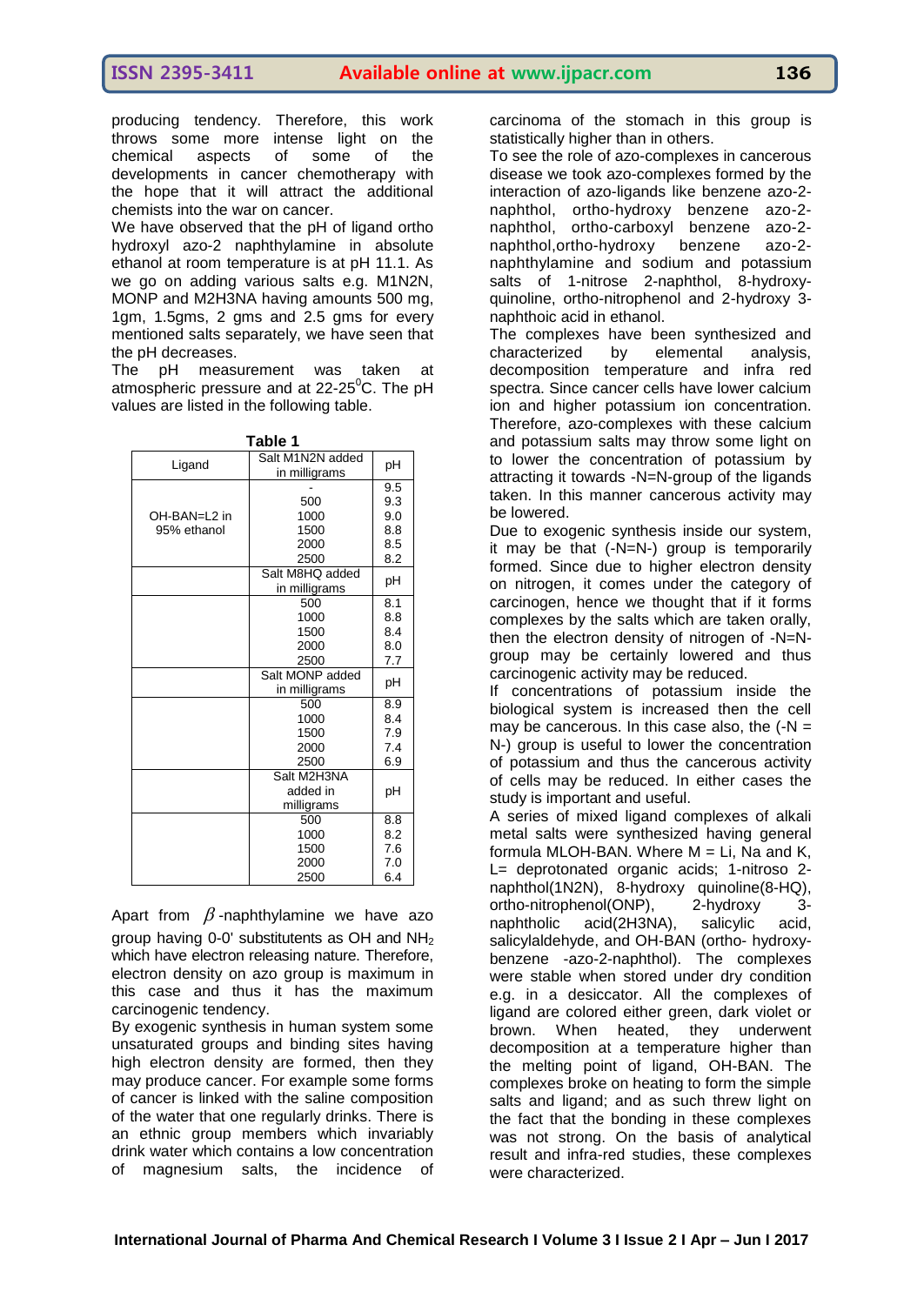producing tendency. Therefore, this work throws some more intense light on the chemical aspects of some of the developments in cancer chemotherapy with the hope that it will attract the additional chemists into the war on cancer.

We have observed that the pH of ligand ortho hydroxyl azo-2 naphthylamine in absolute ethanol at room temperature is at pH 11.1. As we go on adding various salts e.g. M1N2N, MONP and M2H3NA having amounts 500 mg, 1gm, 1.5gms, 2 gms and 2.5 gms for every mentioned salts separately, we have seen that the pH decreases.

The pH measurement was taken at atmospheric pressure and at 22-25$^0$C. The pH values are listed in the following table.

**Table 1**

| Ligand | Salt M1N2N added in milligrams | pH |
|---|---|---|
| OH-BAN=L2 in 95% ethanol | - | 9.5 |
| | 500 | 9.3 |
| | 1000 | 9.0 |
| | 1500 | 8.8 |
| | 2000 | 8.5 |
| | 2500 | 8.2 |
| | **Salt M8HQ added in milligrams** | **pH** |
| | 500 | 8.1 |
| | 1000 | 8.8 |
| | 1500 | 8.4 |
| | 2000 | 8.0 |
| | 2500 | 7.7 |
| | **Salt MONP added in milligrams** | **pH** |
| | 500 | 8.9 |
| | 1000 | 8.4 |
| | 1500 | 7.9 |
| | 2000 | 7.4 |
| | 2500 | 6.9 |
| | **Salt M2H3NA added in milligrams** | **pH** |
| | 500 | 8.8 |
| | 1000 | 8.2 |
| | 1500 | 7.6 |
| | 2000 | 7.0 |
| | 2500 | 6.4 |

Apart from $\beta$-naphthylamine we have azo group having 0-0' substitutents as OH and $NH_2$ which have electron releasing nature. Therefore, electron density on azo group is maximum in this case and thus it has the maximum carcinogenic tendency.

By exogenic synthesis in human system some unsaturated groups and binding sites having high electron density are formed, then they may produce cancer. For example some forms of cancer is linked with the saline composition of the water that one regularly drinks. There is an ethnic group members which invariably drink water which contains a low concentration of magnesium salts, the incidence of carcinoma of the stomach in this group is statistically higher than in others.

To see the role of azo-complexes in cancerous disease we took azo-complexes formed by the interaction of azo-ligands like benzene azo-2-naphthol, ortho-hydroxy benzene azo-2-naphthol, ortho-carboxyl benzene azo-2-naphthol,ortho-hydroxy benzene azo-2-naphthylamine and sodium and potassium salts of 1-nitrose 2-naphthol, 8-hydroxy-quinoline, ortho-nitrophenol and 2-hydroxy 3-naphthoic acid in ethanol.

The complexes have been synthesized and characterized by elemental analysis, decomposition temperature and infra red spectra. Since cancer cells have lower calcium ion and higher potassium ion concentration. Therefore, azo-complexes with these calcium and potassium salts may throw some light on to lower the concentration of potassium by attracting it towards -N=N-group of the ligands taken. In this manner cancerous activity may be lowered.

Due to exogenic synthesis inside our system, it may be that (-N=N-) group is temporarily formed. Since due to higher electron density on nitrogen, it comes under the category of carcinogen, hence we thought that if it forms complexes by the salts which are taken orally, then the electron density of nitrogen of -N=N-group may be certainly lowered and thus carcinogenic activity may be reduced.

If concentrations of potassium inside the biological system is increased then the cell may be cancerous. In this case also, the (-N = N-) group is useful to lower the concentration of potassium and thus the cancerous activity of cells may be reduced. In either cases the study is important and useful.

A series of mixed ligand complexes of alkali metal salts were synthesized having general formula MLOH-BAN. Where M = Li, Na and K, L= deprotonated organic acids; 1-nitroso 2-naphthol(1N2N), 8-hydroxy quinoline(8-HQ), ortho-nitrophenol(ONP), 2-hydroxy 3-naphtholic acid(2H3NA), salicylic acid, salicylaldehyde, and OH-BAN (ortho- hydroxy-benzene -azo-2-naphthol). The complexes were stable when stored under dry condition e.g. in a desiccator. All the complexes of ligand are colored either green, dark violet or brown. When heated, they underwent decomposition at a temperature higher than the melting point of ligand, OH-BAN. The complexes broke on heating to form the simple salts and ligand; and as such threw light on the fact that the bonding in these complexes was not strong. On the basis of analytical result and infra-red studies, these complexes were characterized.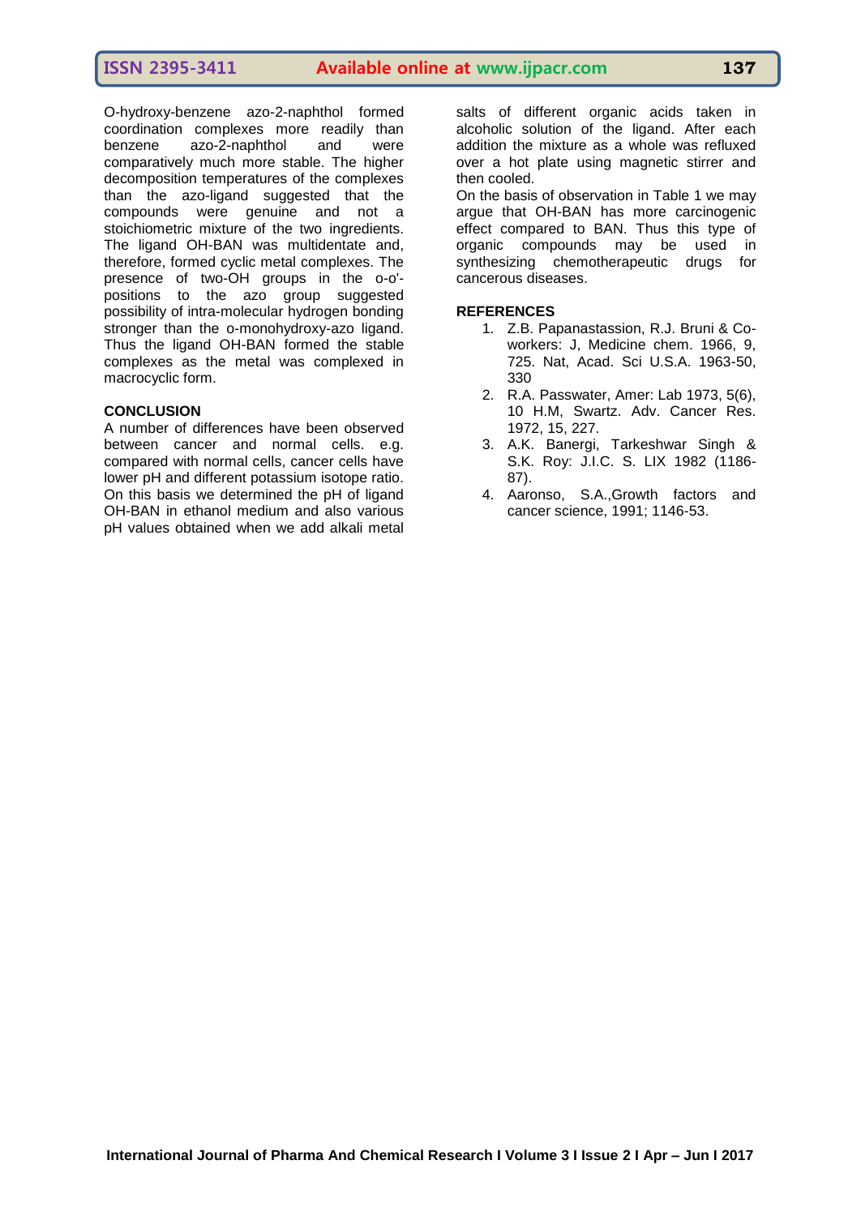O-hydroxy-benzene azo-2-naphthol formed coordination complexes more readily than benzene azo-2-naphthol and were comparatively much more stable. The higher decomposition temperatures of the complexes than the azo-ligand suggested that the compounds were genuine and not a stoichiometric mixture of the two ingredients. The ligand OH-BAN was multidentate and, therefore, formed cyclic metal complexes. The presence of two-OH groups in the o-o'-positions to the azo group suggested possibility of intra-molecular hydrogen bonding stronger than the o-monohydroxy-azo ligand. Thus the ligand OH-BAN formed the stable complexes as the metal was complexed in macrocyclic form.

## CONCLUSION

A number of differences have been observed between cancer and normal cells. e.g. compared with normal cells, cancer cells have lower pH and different potassium isotope ratio. On this basis we determined the pH of ligand OH-BAN in ethanol medium and also various pH values obtained when we add alkali metal salts of different organic acids taken in alcoholic solution of the ligand. After each addition the mixture as a whole was refluxed over a hot plate using magnetic stirrer and then cooled.

On the basis of observation in Table 1 we may argue that OH-BAN has more carcinogenic effect compared to BAN. Thus this type of organic compounds may be used in synthesizing chemotherapeutic drugs for cancerous diseases.

## REFERENCES

1. Z.B. Papanastassion, R.J. Bruni & Co-workers: J, Medicine chem. 1966, 9, 725. Nat, Acad. Sci U.S.A. 1963-50, 330
2. R.A. Passwater, Amer: Lab 1973, 5(6), 10 H.M, Swartz. Adv. Cancer Res. 1972, 15, 227.
3. A.K. Banergi, Tarkeshwar Singh & S.K. Roy: J.I.C. S. LIX 1982 (1186-87).
4. Aaronso, S.A.,Growth factors and cancer science, 1991; 1146-53.